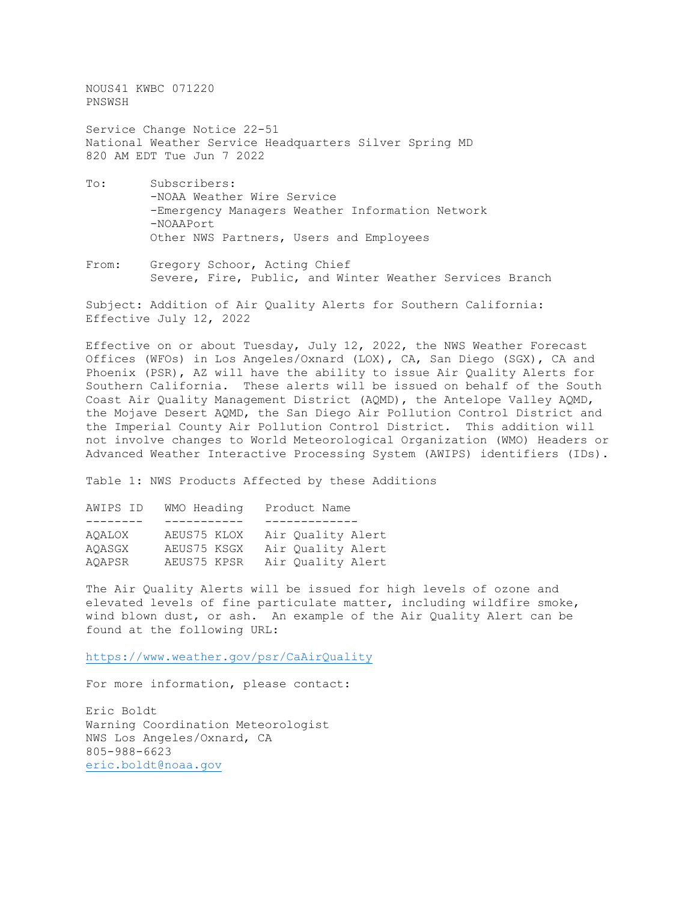NOUS41 KWBC 071220
PNSWSH

Service Change Notice 22-51
National Weather Service Headquarters Silver Spring MD
820 AM EDT Tue Jun 7 2022

To: Subscribers:
-NOAA Weather Wire Service
-Emergency Managers Weather Information Network
-NOAAPort
Other NWS Partners, Users and Employees

From: Gregory Schoor, Acting Chief
Severe, Fire, Public, and Winter Weather Services Branch

Subject: Addition of Air Quality Alerts for Southern California: Effective July 12, 2022

Effective on or about Tuesday, July 12, 2022, the NWS Weather Forecast Offices (WFOs) in Los Angeles/Oxnard (LOX), CA, San Diego (SGX), CA and Phoenix (PSR), AZ will have the ability to issue Air Quality Alerts for Southern California. These alerts will be issued on behalf of the South Coast Air Quality Management District (AQMD), the Antelope Valley AQMD, the Mojave Desert AQMD, the San Diego Air Pollution Control District and the Imperial County Air Pollution Control District. This addition will not involve changes to World Meteorological Organization (WMO) Headers or Advanced Weather Interactive Processing System (AWIPS) identifiers (IDs).

Table 1: NWS Products Affected by these Additions

| AWIPS ID | WMO Heading | Product Name |
| --- | --- | --- |
| AQALOX | AEUS75 KLOX | Air Quality Alert |
| AQASGX | AEUS75 KSGX | Air Quality Alert |
| AQAPSR | AEUS75 KPSR | Air Quality Alert |

The Air Quality Alerts will be issued for high levels of ozone and elevated levels of fine particulate matter, including wildfire smoke, wind blown dust, or ash. An example of the Air Quality Alert can be found at the following URL:

https://www.weather.gov/psr/CaAirQuality

For more information, please contact:

Eric Boldt
Warning Coordination Meteorologist
NWS Los Angeles/Oxnard, CA
805-988-6623
eric.boldt@noaa.gov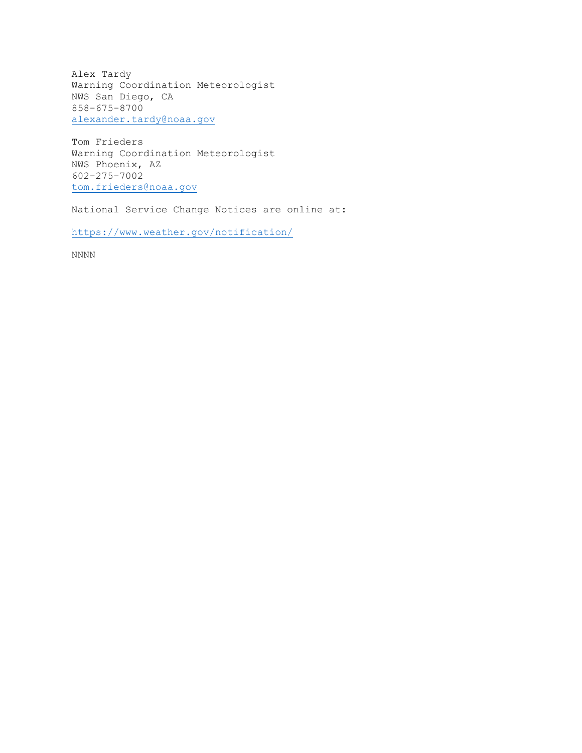Alex Tardy
Warning Coordination Meteorologist
NWS San Diego, CA
858-675-8700
alexander.tardy@noaa.gov

Tom Frieders
Warning Coordination Meteorologist
NWS Phoenix, AZ
602-275-7002
tom.frieders@noaa.gov

National Service Change Notices are online at:

https://www.weather.gov/notification/

NNNN